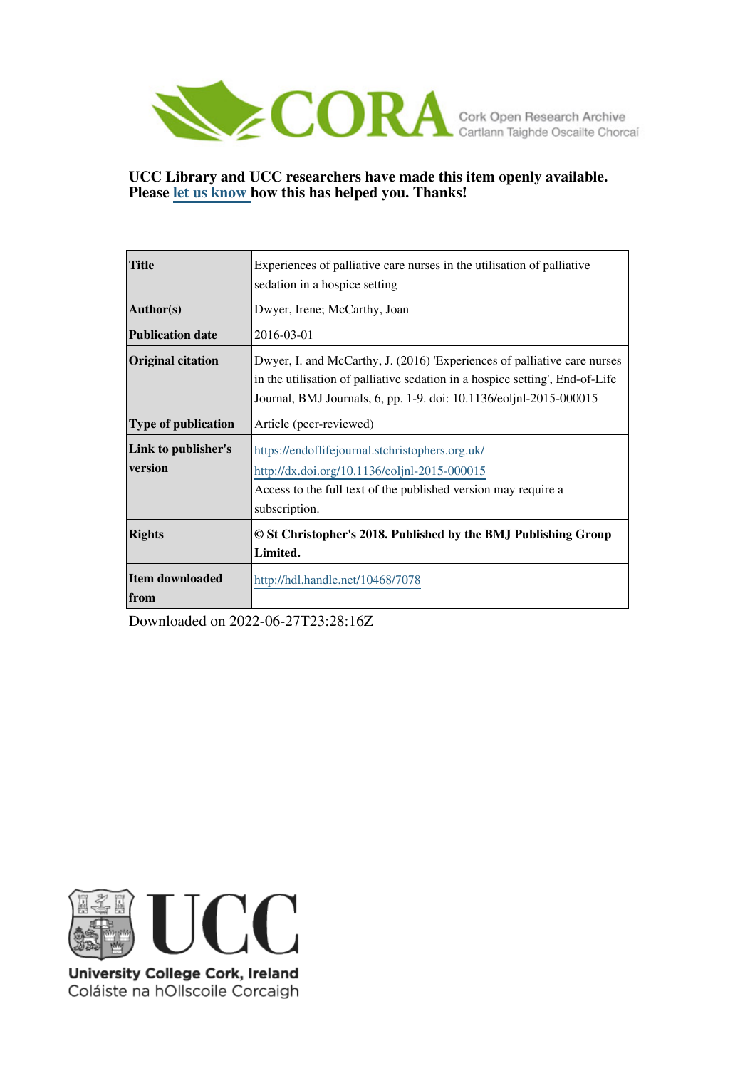CORA Cork Open Research Archive
Cartlann Taighde Oscailte Chorcaí

**UCC Library and UCC researchers have made this item openly available. Please let us know how this has helped you. Thanks!**

| | |
|---|---|
| **Title** | Experiences of palliative care nurses in the utilisation of palliative sedation in a hospice setting |
| **Author(s)** | Dwyer, Irene; McCarthy, Joan |
| **Publication date** | 2016-03-01 |
| **Original citation** | Dwyer, I. and McCarthy, J. (2016) 'Experiences of palliative care nurses in the utilisation of palliative sedation in a hospice setting', End-of-Life Journal, BMJ Journals, 6, pp. 1-9. doi: 10.1136/eoljnl-2015-000015 |
| **Type of publication** | Article (peer-reviewed) |
| **Link to publisher's version** | https://endoflifejournal.stchristophers.org.uk/ http://dx.doi.org/10.1136/eoljnl-2015-000015 Access to the full text of the published version may require a subscription. |
| **Rights** | **© St Christopher's 2018. Published by the BMJ Publishing Group Limited.** |
| **Item downloaded from** | http://hdl.handle.net/10468/7078 |

Downloaded on 2022-06-27T23:28:16Z

UCC
University College Cork, Ireland
Coláiste na hOllscoile Corcaigh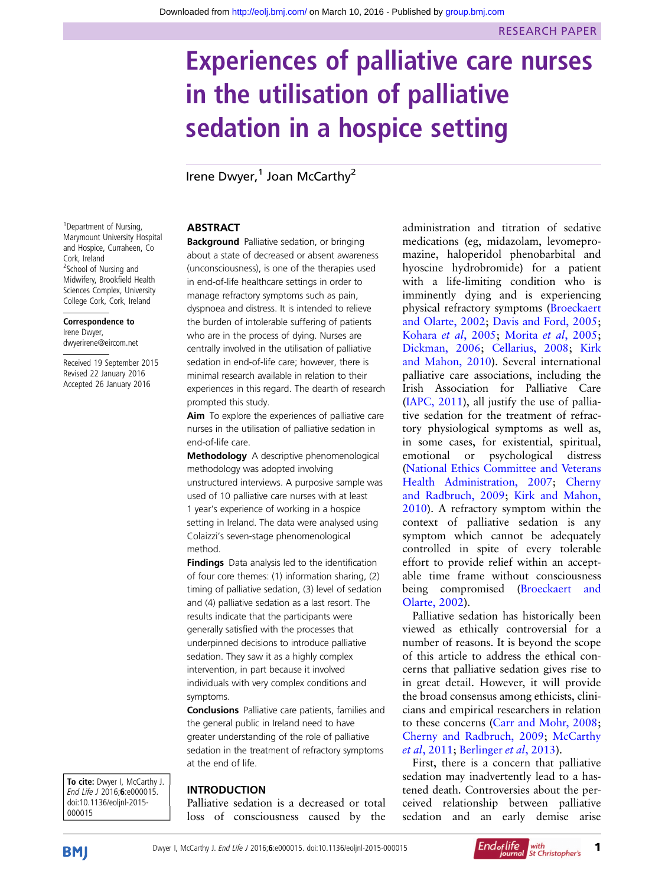# Experiences of palliative care nurses in the utilisation of palliative sedation in a hospice setting

Irene Dwyer,[1] Joan McCarthy[2]

[1]Department of Nursing, Marymount University Hospital and Hospice, Curraheen, Co Cork, Ireland
[2]School of Nursing and Midwifery, Brookfield Health Sciences Complex, University College Cork, Cork, Ireland

**Correspondence to**
Irene Dwyer,
dwyerirene@eircom.net

Received 19 September 2015
Revised 22 January 2016
Accepted 26 January 2016

**To cite:** Dwyer I, McCarthy J. *End Life J* 2016;**6**:e000015. doi:10.1136/eoljnl-2015-000015

## ABSTRACT

**Background** Palliative sedation, or bringing about a state of decreased or absent awareness (unconsciousness), is one of the therapies used in end-of-life healthcare settings in order to manage refractory symptoms such as pain, dyspnoea and distress. It is intended to relieve the burden of intolerable suffering of patients who are in the process of dying. Nurses are centrally involved in the utilisation of palliative sedation in end-of-life care; however, there is minimal research available in relation to their experiences in this regard. The dearth of research prompted this study.

**Aim** To explore the experiences of palliative care nurses in the utilisation of palliative sedation in end-of-life care.

**Methodology** A descriptive phenomenological methodology was adopted involving unstructured interviews. A purposive sample was used of 10 palliative care nurses with at least 1 year's experience of working in a hospice setting in Ireland. The data were analysed using Colaizzi's seven-stage phenomenological method.

**Findings** Data analysis led to the identification of four core themes: (1) information sharing, (2) timing of palliative sedation, (3) level of sedation and (4) palliative sedation as a last resort. The results indicate that the participants were generally satisfied with the processes that underpinned decisions to introduce palliative sedation. They saw it as a highly complex intervention, in part because it involved individuals with very complex conditions and symptoms.

**Conclusions** Palliative care patients, families and the general public in Ireland need to have greater understanding of the role of palliative sedation in the treatment of refractory symptoms at the end of life.

## INTRODUCTION

Palliative sedation is a decreased or total loss of consciousness caused by the administration and titration of sedative medications (eg, midazolam, levomepromazine, haloperidol phenobarbital and hyoscine hydrobromide) for a patient with a life-limiting condition who is imminently dying and is experiencing physical refractory symptoms (Broeckaert and Olarte, 2002; Davis and Ford, 2005; Kohara *et al*, 2005; Morita *et al*, 2005; Dickman, 2006; Cellarius, 2008; Kirk and Mahon, 2010). Several international palliative care associations, including the Irish Association for Palliative Care (IAPC, 2011), all justify the use of palliative sedation for the treatment of refractory physiological symptoms as well as, in some cases, for existential, spiritual, emotional or psychological distress (National Ethics Committee and Veterans Health Administration, 2007; Cherny and Radbruch, 2009; Kirk and Mahon, 2010). A refractory symptom within the context of palliative sedation is any symptom which cannot be adequately controlled in spite of every tolerable effort to provide relief within an acceptable time frame without consciousness being compromised (Broeckaert and Olarte, 2002).

Palliative sedation has historically been viewed as ethically controversial for a number of reasons. It is beyond the scope of this article to address the ethical concerns that palliative sedation gives rise to in great detail. However, it will provide the broad consensus among ethicists, clinicians and empirical researchers in relation to these concerns (Carr and Mohr, 2008; Cherny and Radbruch, 2009; McCarthy *et al*, 2011; Berlinger *et al*, 2013).

First, there is a concern that palliative sedation may inadvertently lead to a hastened death. Controversies about the perceived relationship between palliative sedation and an early demise arise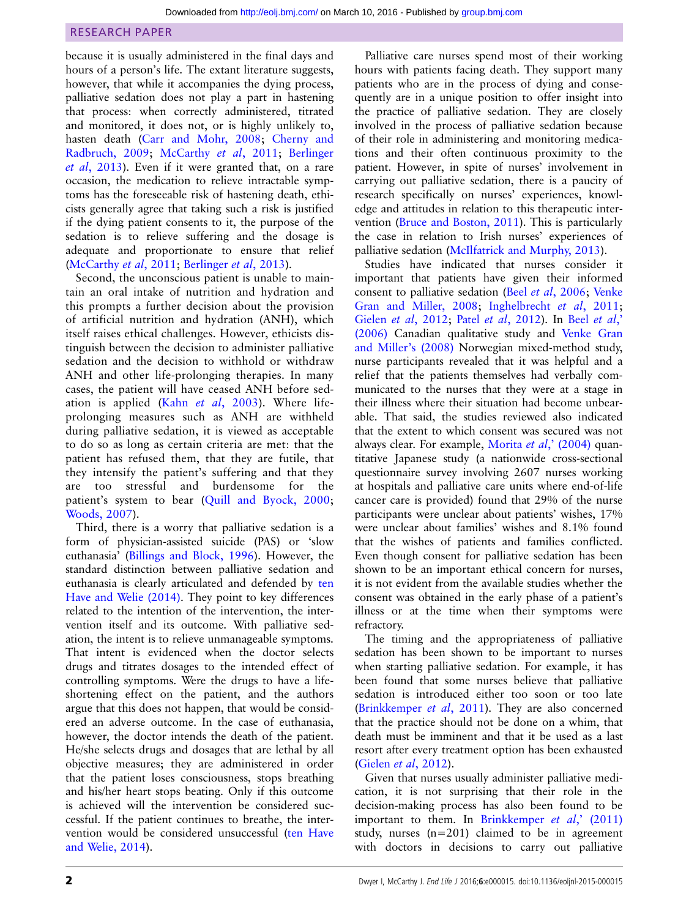because it is usually administered in the final days and hours of a person's life. The extant literature suggests, however, that while it accompanies the dying process, palliative sedation does not play a part in hastening that process: when correctly administered, titrated and monitored, it does not, or is highly unlikely to, hasten death (Carr and Mohr, 2008; Cherny and Radbruch, 2009; McCarthy *et al*, 2011; Berlinger *et al*, 2013). Even if it were granted that, on a rare occasion, the medication to relieve intractable symptoms has the foreseeable risk of hastening death, ethicists generally agree that taking such a risk is justified if the dying patient consents to it, the purpose of the sedation is to relieve suffering and the dosage is adequate and proportionate to ensure that relief (McCarthy *et al*, 2011; Berlinger *et al*, 2013).

Second, the unconscious patient is unable to maintain an oral intake of nutrition and hydration and this prompts a further decision about the provision of artificial nutrition and hydration (ANH), which itself raises ethical challenges. However, ethicists distinguish between the decision to administer palliative sedation and the decision to withhold or withdraw ANH and other life-prolonging therapies. In many cases, the patient will have ceased ANH before sedation is applied (Kahn *et al*, 2003). Where life-prolonging measures such as ANH are withheld during palliative sedation, it is viewed as acceptable to do so as long as certain criteria are met: that the patient has refused them, that they are futile, that they intensify the patient's suffering and that they are too stressful and burdensome for the patient's system to bear (Quill and Byock, 2000; Woods, 2007).

Third, there is a worry that palliative sedation is a form of physician-assisted suicide (PAS) or 'slow euthanasia' (Billings and Block, 1996). However, the standard distinction between palliative sedation and euthanasia is clearly articulated and defended by ten Have and Welie (2014). They point to key differences related to the intention of the intervention, the intervention itself and its outcome. With palliative sedation, the intent is to relieve unmanageable symptoms. That intent is evidenced when the doctor selects drugs and titrates dosages to the intended effect of controlling symptoms. Were the drugs to have a life-shortening effect on the patient, and the authors argue that this does not happen, that would be considered an adverse outcome. In the case of euthanasia, however, the doctor intends the death of the patient. He/she selects drugs and dosages that are lethal by all objective measures; they are administered in order that the patient loses consciousness, stops breathing and his/her heart stops beating. Only if this outcome is achieved will the intervention be considered successful. If the patient continues to breathe, the intervention would be considered unsuccessful (ten Have and Welie, 2014).

Palliative care nurses spend most of their working hours with patients facing death. They support many patients who are in the process of dying and consequently are in a unique position to offer insight into the practice of palliative sedation. They are closely involved in the process of palliative sedation because of their role in administering and monitoring medications and their often continuous proximity to the patient. However, in spite of nurses' involvement in carrying out palliative sedation, there is a paucity of research specifically on nurses' experiences, knowledge and attitudes in relation to this therapeutic intervention (Bruce and Boston, 2011). This is particularly the case in relation to Irish nurses' experiences of palliative sedation (McIlfatrick and Murphy, 2013).

Studies have indicated that nurses consider it important that patients have given their informed consent to palliative sedation (Beel *et al*, 2006; Venke Gran and Miller, 2008; Inghelbrecht *et al*, 2011; Gielen *et al*, 2012; Patel *et al*, 2012). In Beel *et al*,' (2006) Canadian qualitative study and Venke Gran and Miller's (2008) Norwegian mixed-method study, nurse participants revealed that it was helpful and a relief that the patients themselves had verbally communicated to the nurses that they were at a stage in their illness where their situation had become unbearable. That said, the studies reviewed also indicated that the extent to which consent was secured was not always clear. For example, Morita *et al*,' (2004) quantitative Japanese study (a nationwide cross-sectional questionnaire survey involving 2607 nurses working at hospitals and palliative care units where end-of-life cancer care is provided) found that 29% of the nurse participants were unclear about patients' wishes, 17% were unclear about families' wishes and 8.1% found that the wishes of patients and families conflicted. Even though consent for palliative sedation has been shown to be an important ethical concern for nurses, it is not evident from the available studies whether the consent was obtained in the early phase of a patient's illness or at the time when their symptoms were refractory.

The timing and the appropriateness of palliative sedation has been shown to be important to nurses when starting palliative sedation. For example, it has been found that some nurses believe that palliative sedation is introduced either too soon or too late (Brinkkemper *et al*, 2011). They are also concerned that the practice should not be done on a whim, that death must be imminent and that it be used as a last resort after every treatment option has been exhausted (Gielen *et al*, 2012).

Given that nurses usually administer palliative medication, it is not surprising that their role in the decision-making process has also been found to be important to them. In Brinkkemper *et al*,' (2011) study, nurses (n=201) claimed to be in agreement with doctors in decisions to carry out palliative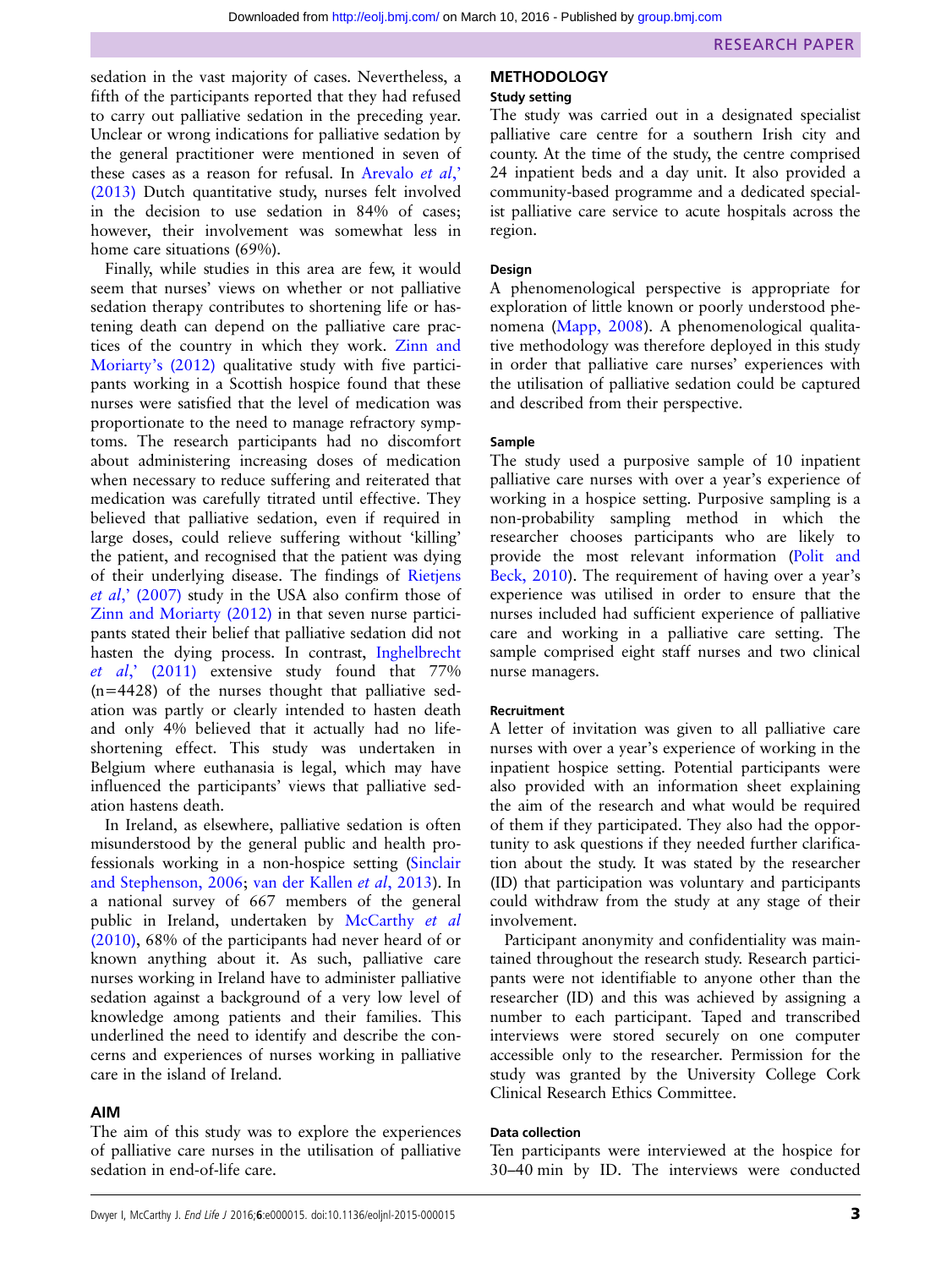sedation in the vast majority of cases. Nevertheless, a fifth of the participants reported that they had refused to carry out palliative sedation in the preceding year. Unclear or wrong indications for palliative sedation by the general practitioner were mentioned in seven of these cases as a reason for refusal. In Arevalo *et al*,' (2013) Dutch quantitative study, nurses felt involved in the decision to use sedation in 84% of cases; however, their involvement was somewhat less in home care situations (69%).

Finally, while studies in this area are few, it would seem that nurses' views on whether or not palliative sedation therapy contributes to shortening life or hastening death can depend on the palliative care practices of the country in which they work. Zinn and Moriarty's (2012) qualitative study with five participants working in a Scottish hospice found that these nurses were satisfied that the level of medication was proportionate to the need to manage refractory symptoms. The research participants had no discomfort about administering increasing doses of medication when necessary to reduce suffering and reiterated that medication was carefully titrated until effective. They believed that palliative sedation, even if required in large doses, could relieve suffering without 'killing' the patient, and recognised that the patient was dying of their underlying disease. The findings of Rietjens *et al*,' (2007) study in the USA also confirm those of Zinn and Moriarty (2012) in that seven nurse participants stated their belief that palliative sedation did not hasten the dying process. In contrast, Inghelbrecht *et al*,' (2011) extensive study found that 77% (n=4428) of the nurses thought that palliative sedation was partly or clearly intended to hasten death and only 4% believed that it actually had no life-shortening effect. This study was undertaken in Belgium where euthanasia is legal, which may have influenced the participants' views that palliative sedation hastens death.

In Ireland, as elsewhere, palliative sedation is often misunderstood by the general public and health professionals working in a non-hospice setting (Sinclair and Stephenson, 2006; van der Kallen *et al*, 2013). In a national survey of 667 members of the general public in Ireland, undertaken by McCarthy *et al* (2010), 68% of the participants had never heard of or known anything about it. As such, palliative care nurses working in Ireland have to administer palliative sedation against a background of a very low level of knowledge among patients and their families. This underlined the need to identify and describe the concerns and experiences of nurses working in palliative care in the island of Ireland.

## AIM

The aim of this study was to explore the experiences of palliative care nurses in the utilisation of palliative sedation in end-of-life care.

## METHODOLOGY

### Study setting

The study was carried out in a designated specialist palliative care centre for a southern Irish city and county. At the time of the study, the centre comprised 24 inpatient beds and a day unit. It also provided a community-based programme and a dedicated specialist palliative care service to acute hospitals across the region.

### Design

A phenomenological perspective is appropriate for exploration of little known or poorly understood phenomena (Mapp, 2008). A phenomenological qualitative methodology was therefore deployed in this study in order that palliative care nurses' experiences with the utilisation of palliative sedation could be captured and described from their perspective.

### Sample

The study used a purposive sample of 10 inpatient palliative care nurses with over a year's experience of working in a hospice setting. Purposive sampling is a non-probability sampling method in which the researcher chooses participants who are likely to provide the most relevant information (Polit and Beck, 2010). The requirement of having over a year's experience was utilised in order to ensure that the nurses included had sufficient experience of palliative care and working in a palliative care setting. The sample comprised eight staff nurses and two clinical nurse managers.

### Recruitment

A letter of invitation was given to all palliative care nurses with over a year's experience of working in the inpatient hospice setting. Potential participants were also provided with an information sheet explaining the aim of the research and what would be required of them if they participated. They also had the opportunity to ask questions if they needed further clarification about the study. It was stated by the researcher (ID) that participation was voluntary and participants could withdraw from the study at any stage of their involvement.

Participant anonymity and confidentiality was maintained throughout the research study. Research participants were not identifiable to anyone other than the researcher (ID) and this was achieved by assigning a number to each participant. Taped and transcribed interviews were stored securely on one computer accessible only to the researcher. Permission for the study was granted by the University College Cork Clinical Research Ethics Committee.

### Data collection

Ten participants were interviewed at the hospice for 30–40 min by ID. The interviews were conducted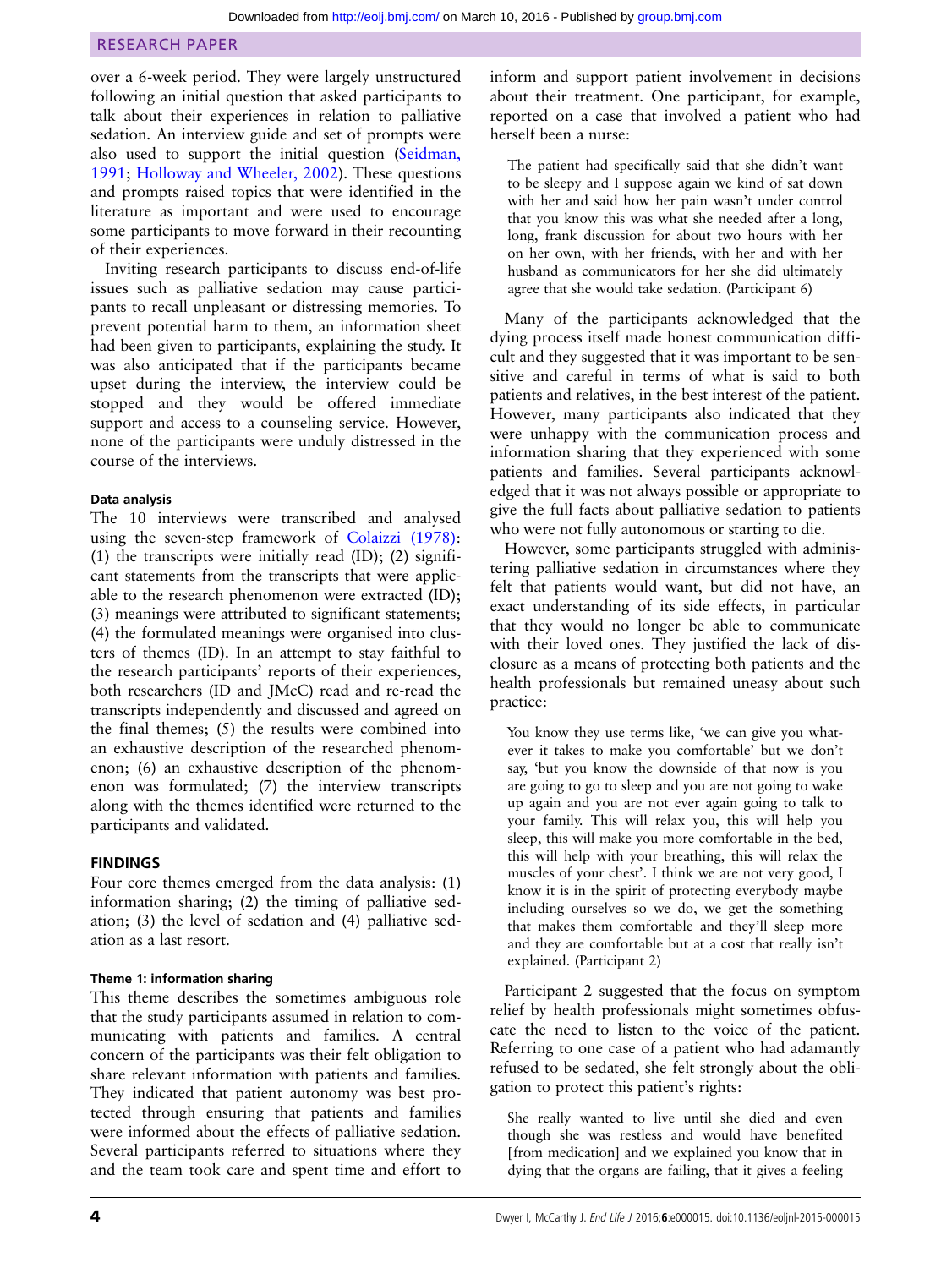over a 6-week period. They were largely unstructured following an initial question that asked participants to talk about their experiences in relation to palliative sedation. An interview guide and set of prompts were also used to support the initial question (Seidman, 1991; Holloway and Wheeler, 2002). These questions and prompts raised topics that were identified in the literature as important and were used to encourage some participants to move forward in their recounting of their experiences.

Inviting research participants to discuss end-of-life issues such as palliative sedation may cause participants to recall unpleasant or distressing memories. To prevent potential harm to them, an information sheet had been given to participants, explaining the study. It was also anticipated that if the participants became upset during the interview, the interview could be stopped and they would be offered immediate support and access to a counseling service. However, none of the participants were unduly distressed in the course of the interviews.

#### Data analysis

The 10 interviews were transcribed and analysed using the seven-step framework of Colaizzi (1978): (1) the transcripts were initially read (ID); (2) significant statements from the transcripts that were applicable to the research phenomenon were extracted (ID); (3) meanings were attributed to significant statements; (4) the formulated meanings were organised into clusters of themes (ID). In an attempt to stay faithful to the research participants' reports of their experiences, both researchers (ID and JMcC) read and re-read the transcripts independently and discussed and agreed on the final themes; (5) the results were combined into an exhaustive description of the researched phenomenon; (6) an exhaustive description of the phenomenon was formulated; (7) the interview transcripts along with the themes identified were returned to the participants and validated.

## FINDINGS

Four core themes emerged from the data analysis: (1) information sharing; (2) the timing of palliative sedation; (3) the level of sedation and (4) palliative sedation as a last resort.

#### Theme 1: information sharing

This theme describes the sometimes ambiguous role that the study participants assumed in relation to communicating with patients and families. A central concern of the participants was their felt obligation to share relevant information with patients and families. They indicated that patient autonomy was best protected through ensuring that patients and families were informed about the effects of palliative sedation. Several participants referred to situations where they and the team took care and spent time and effort to inform and support patient involvement in decisions about their treatment. One participant, for example, reported on a case that involved a patient who had herself been a nurse:

> The patient had specifically said that she didn't want to be sleepy and I suppose again we kind of sat down with her and said how her pain wasn't under control that you know this was what she needed after a long, long, frank discussion for about two hours with her on her own, with her friends, with her and with her husband as communicators for her she did ultimately agree that she would take sedation. (Participant 6)

Many of the participants acknowledged that the dying process itself made honest communication difficult and they suggested that it was important to be sensitive and careful in terms of what is said to both patients and relatives, in the best interest of the patient. However, many participants also indicated that they were unhappy with the communication process and information sharing that they experienced with some patients and families. Several participants acknowledged that it was not always possible or appropriate to give the full facts about palliative sedation to patients who were not fully autonomous or starting to die.

However, some participants struggled with administering palliative sedation in circumstances where they felt that patients would want, but did not have, an exact understanding of its side effects, in particular that they would no longer be able to communicate with their loved ones. They justified the lack of disclosure as a means of protecting both patients and the health professionals but remained uneasy about such practice:

> You know they use terms like, 'we can give you whatever it takes to make you comfortable' but we don't say, 'but you know the downside of that now is you are going to go to sleep and you are not going to wake up again and you are not ever again going to talk to your family. This will relax you, this will help you sleep, this will make you more comfortable in the bed, this will help with your breathing, this will relax the muscles of your chest'. I think we are not very good, I know it is in the spirit of protecting everybody maybe including ourselves so we do, we get the something that makes them comfortable and they'll sleep more and they are comfortable but at a cost that really isn't explained. (Participant 2)

Participant 2 suggested that the focus on symptom relief by health professionals might sometimes obfuscate the need to listen to the voice of the patient. Referring to one case of a patient who had adamantly refused to be sedated, she felt strongly about the obligation to protect this patient's rights:

> She really wanted to live until she died and even though she was restless and would have benefited [from medication] and we explained you know that in dying that the organs are failing, that it gives a feeling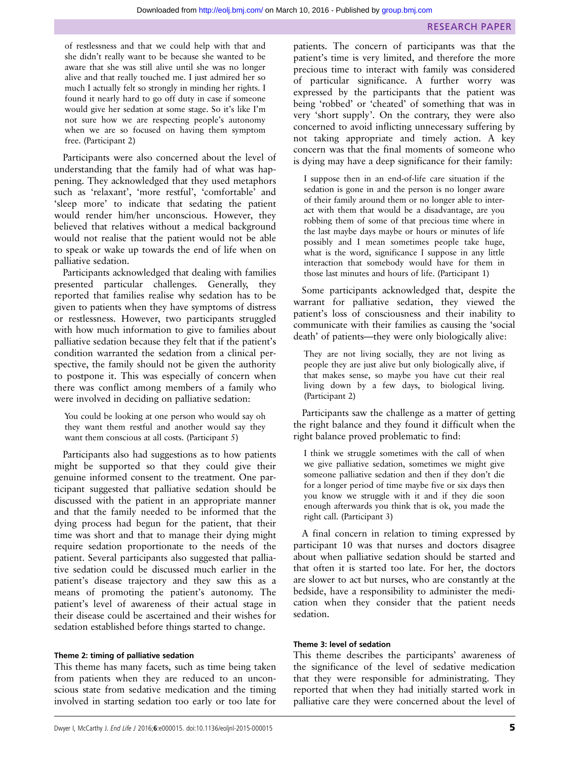of restlessness and that we could help with that and she didn't really want to be because she wanted to be aware that she was still alive until she was no longer alive and that really touched me. I just admired her so much I actually felt so strongly in minding her rights. I found it nearly hard to go off duty in case if someone would give her sedation at some stage. So it's like I'm not sure how we are respecting people's autonomy when we are so focused on having them symptom free. (Participant 2)

Participants were also concerned about the level of understanding that the family had of what was happening. They acknowledged that they used metaphors such as 'relaxant', 'more restful', 'comfortable' and 'sleep more' to indicate that sedating the patient would render him/her unconscious. However, they believed that relatives without a medical background would not realise that the patient would not be able to speak or wake up towards the end of life when on palliative sedation.

Participants acknowledged that dealing with families presented particular challenges. Generally, they reported that families realise why sedation has to be given to patients when they have symptoms of distress or restlessness. However, two participants struggled with how much information to give to families about palliative sedation because they felt that if the patient's condition warranted the sedation from a clinical perspective, the family should not be given the authority to postpone it. This was especially of concern when there was conflict among members of a family who were involved in deciding on palliative sedation:

> You could be looking at one person who would say oh they want them restful and another would say they want them conscious at all costs. (Participant 5)

Participants also had suggestions as to how patients might be supported so that they could give their genuine informed consent to the treatment. One participant suggested that palliative sedation should be discussed with the patient in an appropriate manner and that the family needed to be informed that the dying process had begun for the patient, that their time was short and that to manage their dying might require sedation proportionate to the needs of the patient. Several participants also suggested that palliative sedation could be discussed much earlier in the patient's disease trajectory and they saw this as a means of promoting the patient's autonomy. The patient's level of awareness of their actual stage in their disease could be ascertained and their wishes for sedation established before things started to change.

#### Theme 2: timing of palliative sedation

This theme has many facets, such as time being taken from patients when they are reduced to an unconscious state from sedative medication and the timing involved in starting sedation too early or too late for patients. The concern of participants was that the patient's time is very limited, and therefore the more precious time to interact with family was considered of particular significance. A further worry was expressed by the participants that the patient was being 'robbed' or 'cheated' of something that was in very 'short supply'. On the contrary, they were also concerned to avoid inflicting unnecessary suffering by not taking appropriate and timely action. A key concern was that the final moments of someone who is dying may have a deep significance for their family:

> I suppose then in an end-of-life care situation if the sedation is gone in and the person is no longer aware of their family around them or no longer able to interact with them that would be a disadvantage, are you robbing them of some of that precious time where in the last maybe days maybe or hours or minutes of life possibly and I mean sometimes people take huge, what is the word, significance I suppose in any little interaction that somebody would have for them in those last minutes and hours of life. (Participant 1)

Some participants acknowledged that, despite the warrant for palliative sedation, they viewed the patient's loss of consciousness and their inability to communicate with their families as causing the 'social death' of patients—they were only biologically alive:

> They are not living socially, they are not living as people they are just alive but only biologically alive, if that makes sense, so maybe you have cut their real living down by a few days, to biological living. (Participant 2)

Participants saw the challenge as a matter of getting the right balance and they found it difficult when the right balance proved problematic to find:

> I think we struggle sometimes with the call of when we give palliative sedation, sometimes we might give someone palliative sedation and then if they don't die for a longer period of time maybe five or six days then you know we struggle with it and if they die soon enough afterwards you think that is ok, you made the right call. (Participant 3)

A final concern in relation to timing expressed by participant 10 was that nurses and doctors disagree about when palliative sedation should be started and that often it is started too late. For her, the doctors are slower to act but nurses, who are constantly at the bedside, have a responsibility to administer the medication when they consider that the patient needs sedation.

#### Theme 3: level of sedation

This theme describes the participants' awareness of the significance of the level of sedative medication that they were responsible for administrating. They reported that when they had initially started work in palliative care they were concerned about the level of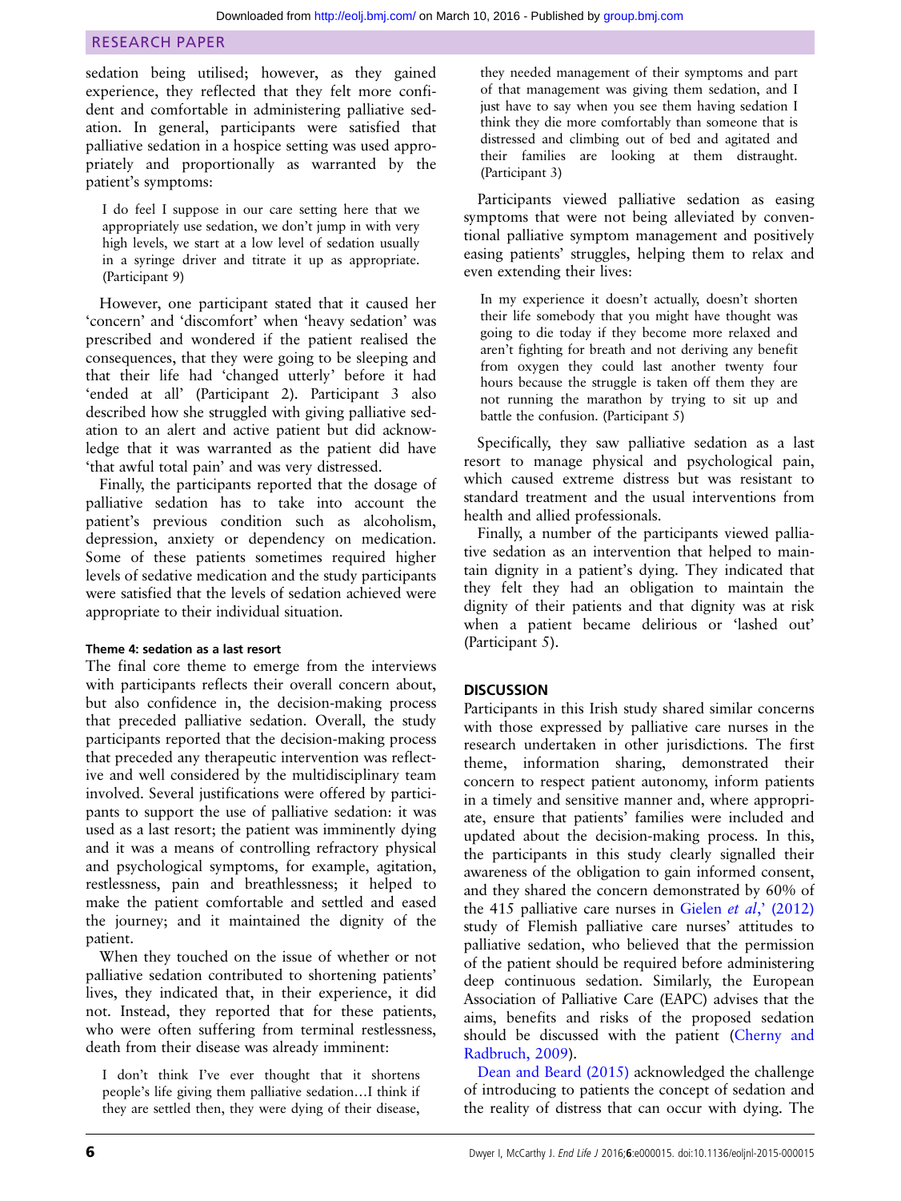sedation being utilised; however, as they gained experience, they reflected that they felt more confident and comfortable in administering palliative sedation. In general, participants were satisfied that palliative sedation in a hospice setting was used appropriately and proportionally as warranted by the patient's symptoms:

> I do feel I suppose in our care setting here that we appropriately use sedation, we don't jump in with very high levels, we start at a low level of sedation usually in a syringe driver and titrate it up as appropriate. (Participant 9)

However, one participant stated that it caused her 'concern' and 'discomfort' when 'heavy sedation' was prescribed and wondered if the patient realised the consequences, that they were going to be sleeping and that their life had 'changed utterly' before it had 'ended at all' (Participant 2). Participant 3 also described how she struggled with giving palliative sedation to an alert and active patient but did acknowledge that it was warranted as the patient did have 'that awful total pain' and was very distressed.

Finally, the participants reported that the dosage of palliative sedation has to take into account the patient's previous condition such as alcoholism, depression, anxiety or dependency on medication. Some of these patients sometimes required higher levels of sedative medication and the study participants were satisfied that the levels of sedation achieved were appropriate to their individual situation.

#### Theme 4: sedation as a last resort

The final core theme to emerge from the interviews with participants reflects their overall concern about, but also confidence in, the decision-making process that preceded palliative sedation. Overall, the study participants reported that the decision-making process that preceded any therapeutic intervention was reflective and well considered by the multidisciplinary team involved. Several justifications were offered by participants to support the use of palliative sedation: it was used as a last resort; the patient was imminently dying and it was a means of controlling refractory physical and psychological symptoms, for example, agitation, restlessness, pain and breathlessness; it helped to make the patient comfortable and settled and eased the journey; and it maintained the dignity of the patient.

When they touched on the issue of whether or not palliative sedation contributed to shortening patients' lives, they indicated that, in their experience, it did not. Instead, they reported that for these patients, who were often suffering from terminal restlessness, death from their disease was already imminent:

> I don't think I've ever thought that it shortens people's life giving them palliative sedation…I think if they are settled then, they were dying of their disease, they needed management of their symptoms and part of that management was giving them sedation, and I just have to say when you see them having sedation I think they die more comfortably than someone that is distressed and climbing out of bed and agitated and their families are looking at them distraught. (Participant 3)

Participants viewed palliative sedation as easing symptoms that were not being alleviated by conventional palliative symptom management and positively easing patients' struggles, helping them to relax and even extending their lives:

> In my experience it doesn't actually, doesn't shorten their life somebody that you might have thought was going to die today if they become more relaxed and aren't fighting for breath and not deriving any benefit from oxygen they could last another twenty four hours because the struggle is taken off them they are not running the marathon by trying to sit up and battle the confusion. (Participant 5)

Specifically, they saw palliative sedation as a last resort to manage physical and psychological pain, which caused extreme distress but was resistant to standard treatment and the usual interventions from health and allied professionals.

Finally, a number of the participants viewed palliative sedation as an intervention that helped to maintain dignity in a patient's dying. They indicated that they felt they had an obligation to maintain the dignity of their patients and that dignity was at risk when a patient became delirious or 'lashed out' (Participant 5).

## DISCUSSION

Participants in this Irish study shared similar concerns with those expressed by palliative care nurses in the research undertaken in other jurisdictions. The first theme, information sharing, demonstrated their concern to respect patient autonomy, inform patients in a timely and sensitive manner and, where appropriate, ensure that patients' families were included and updated about the decision-making process. In this, the participants in this study clearly signalled their awareness of the obligation to gain informed consent, and they shared the concern demonstrated by 60% of the 415 palliative care nurses in Gielen *et al*,' (2012) study of Flemish palliative care nurses' attitudes to palliative sedation, who believed that the permission of the patient should be required before administering deep continuous sedation. Similarly, the European Association of Palliative Care (EAPC) advises that the aims, benefits and risks of the proposed sedation should be discussed with the patient (Cherny and Radbruch, 2009).

Dean and Beard (2015) acknowledged the challenge of introducing to patients the concept of sedation and the reality of distress that can occur with dying. The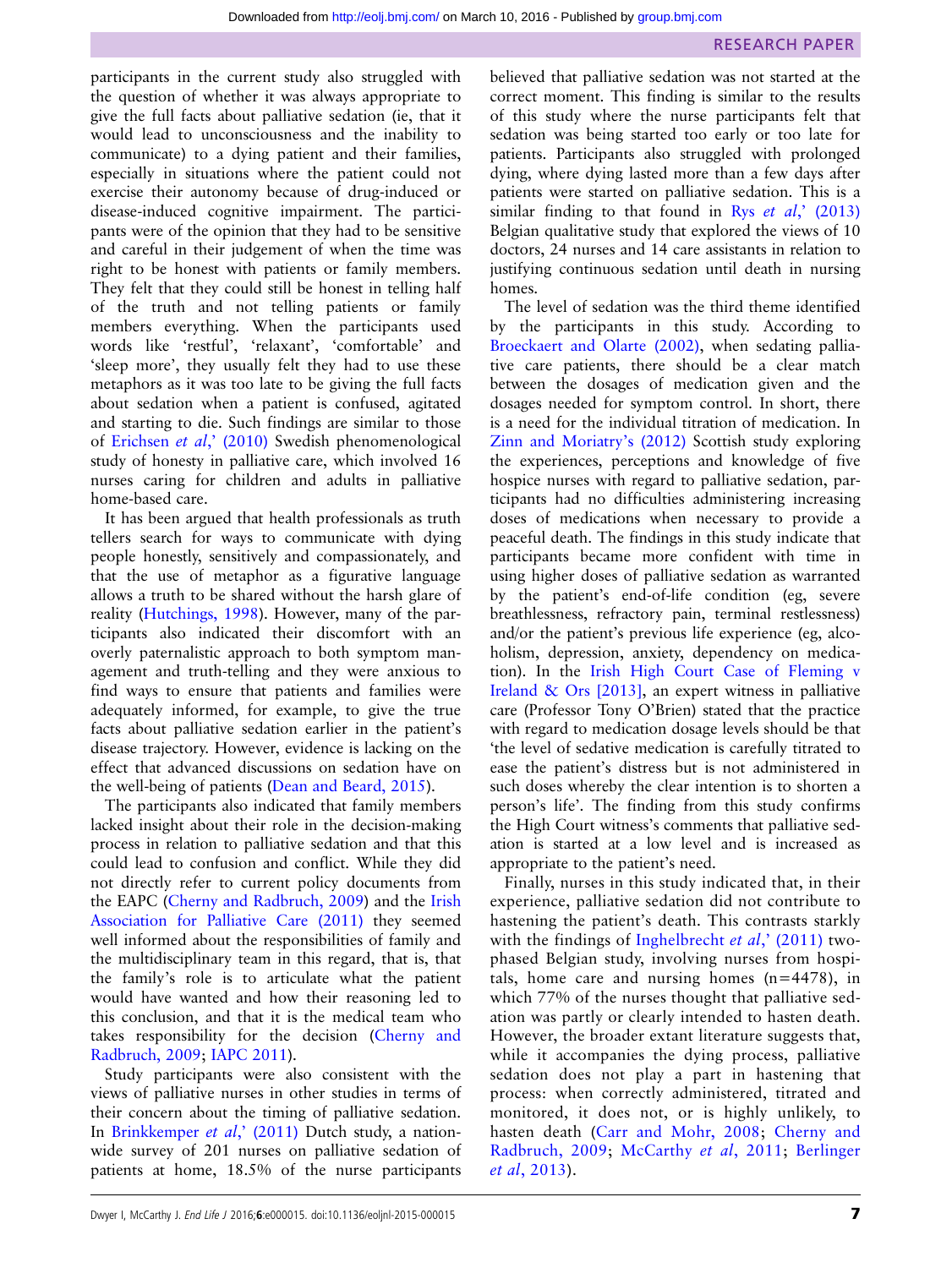participants in the current study also struggled with the question of whether it was always appropriate to give the full facts about palliative sedation (ie, that it would lead to unconsciousness and the inability to communicate) to a dying patient and their families, especially in situations where the patient could not exercise their autonomy because of drug-induced or disease-induced cognitive impairment. The participants were of the opinion that they had to be sensitive and careful in their judgement of when the time was right to be honest with patients or family members. They felt that they could still be honest in telling half of the truth and not telling patients or family members everything. When the participants used words like 'restful', 'relaxant', 'comfortable' and 'sleep more', they usually felt they had to use these metaphors as it was too late to be giving the full facts about sedation when a patient is confused, agitated and starting to die. Such findings are similar to those of Erichsen *et al*,' (2010) Swedish phenomenological study of honesty in palliative care, which involved 16 nurses caring for children and adults in palliative home-based care.

It has been argued that health professionals as truth tellers search for ways to communicate with dying people honestly, sensitively and compassionately, and that the use of metaphor as a figurative language allows a truth to be shared without the harsh glare of reality (Hutchings, 1998). However, many of the participants also indicated their discomfort with an overly paternalistic approach to both symptom management and truth-telling and they were anxious to find ways to ensure that patients and families were adequately informed, for example, to give the true facts about palliative sedation earlier in the patient's disease trajectory. However, evidence is lacking on the effect that advanced discussions on sedation have on the well-being of patients (Dean and Beard, 2015).

The participants also indicated that family members lacked insight about their role in the decision-making process in relation to palliative sedation and that this could lead to confusion and conflict. While they did not directly refer to current policy documents from the EAPC (Cherny and Radbruch, 2009) and the Irish Association for Palliative Care (2011) they seemed well informed about the responsibilities of family and the multidisciplinary team in this regard, that is, that the family's role is to articulate what the patient would have wanted and how their reasoning led to this conclusion, and that it is the medical team who takes responsibility for the decision (Cherny and Radbruch, 2009; IAPC 2011).

Study participants were also consistent with the views of palliative nurses in other studies in terms of their concern about the timing of palliative sedation. In Brinkkemper *et al*,' (2011) Dutch study, a nationwide survey of 201 nurses on palliative sedation of patients at home, 18.5% of the nurse participants believed that palliative sedation was not started at the correct moment. This finding is similar to the results of this study where the nurse participants felt that sedation was being started too early or too late for patients. Participants also struggled with prolonged dying, where dying lasted more than a few days after patients were started on palliative sedation. This is a similar finding to that found in Rys *et al*,' (2013) Belgian qualitative study that explored the views of 10 doctors, 24 nurses and 14 care assistants in relation to justifying continuous sedation until death in nursing homes.

The level of sedation was the third theme identified by the participants in this study. According to Broeckaert and Olarte (2002), when sedating palliative care patients, there should be a clear match between the dosages of medication given and the dosages needed for symptom control. In short, there is a need for the individual titration of medication. In Zinn and Moriarty's (2012) Scottish study exploring the experiences, perceptions and knowledge of five hospice nurses with regard to palliative sedation, participants had no difficulties administering increasing doses of medications when necessary to provide a peaceful death. The findings in this study indicate that participants became more confident with time in using higher doses of palliative sedation as warranted by the patient's end-of-life condition (eg, severe breathlessness, refractory pain, terminal restlessness) and/or the patient's previous life experience (eg, alcoholism, depression, anxiety, dependency on medication). In the Irish High Court Case of Fleming v Ireland & Ors [2013], an expert witness in palliative care (Professor Tony O'Brien) stated that the practice with regard to medication dosage levels should be that 'the level of sedative medication is carefully titrated to ease the patient's distress but is not administered in such doses whereby the clear intention is to shorten a person's life'. The finding from this study confirms the High Court witness's comments that palliative sedation is started at a low level and is increased as appropriate to the patient's need.

Finally, nurses in this study indicated that, in their experience, palliative sedation did not contribute to hastening the patient's death. This contrasts starkly with the findings of Inghelbrecht *et al*,' (2011) two-phased Belgian study, involving nurses from hospitals, home care and nursing homes (n=4478), in which 77% of the nurses thought that palliative sedation was partly or clearly intended to hasten death. However, the broader extant literature suggests that, while it accompanies the dying process, palliative sedation does not play a part in hastening that process: when correctly administered, titrated and monitored, it does not, or is highly unlikely, to hasten death (Carr and Mohr, 2008; Cherny and Radbruch, 2009; McCarthy *et al*, 2011; Berlinger *et al*, 2013).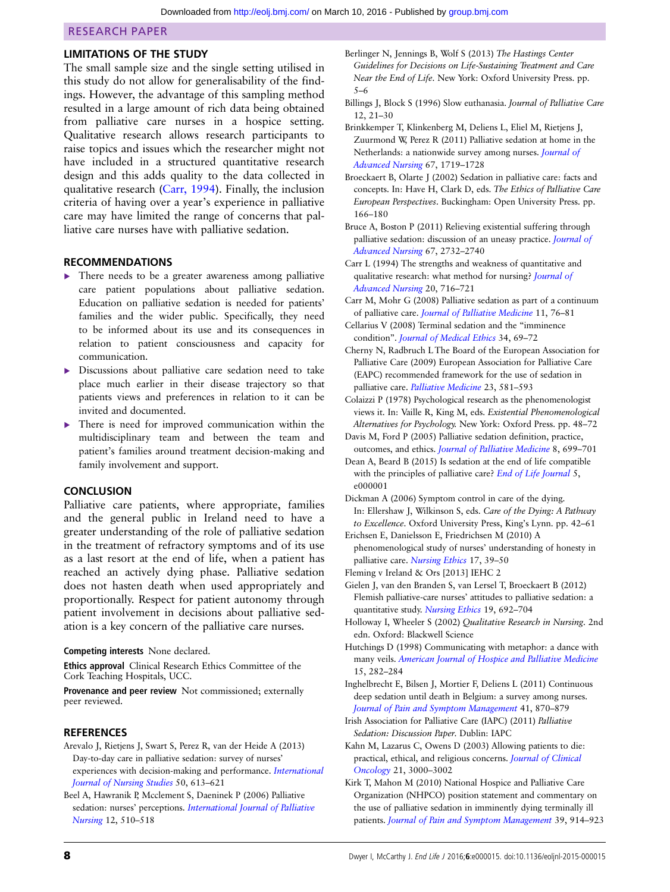## LIMITATIONS OF THE STUDY

The small sample size and the single setting utilised in this study do not allow for generalisability of the findings. However, the advantage of this sampling method resulted in a large amount of rich data being obtained from palliative care nurses in a hospice setting. Qualitative research allows research participants to raise topics and issues which the researcher might not have included in a structured quantitative research design and this adds quality to the data collected in qualitative research (Carr, 1994). Finally, the inclusion criteria of having over a year's experience in palliative care may have limited the range of concerns that palliative care nurses have with palliative sedation.

## RECOMMENDATIONS

- There needs to be a greater awareness among palliative care patient populations about palliative sedation. Education on palliative sedation is needed for patients' families and the wider public. Specifically, they need to be informed about its use and its consequences in relation to patient consciousness and capacity for communication.
- Discussions about palliative care sedation need to take place much earlier in their disease trajectory so that patients views and preferences in relation to it can be invited and documented.
- There is need for improved communication within the multidisciplinary team and between the team and patient's families around treatment decision-making and family involvement and support.

## CONCLUSION

Palliative care patients, where appropriate, families and the general public in Ireland need to have a greater understanding of the role of palliative sedation in the treatment of refractory symptoms and of its use as a last resort at the end of life, when a patient has reached an actively dying phase. Palliative sedation does not hasten death when used appropriately and proportionally. Respect for patient autonomy through patient involvement in decisions about palliative sedation is a key concern of the palliative care nurses.

**Competing interests** None declared.

**Ethics approval** Clinical Research Ethics Committee of the Cork Teaching Hospitals, UCC.

**Provenance and peer review** Not commissioned; externally peer reviewed.

## REFERENCES

Arevalo J, Rietjens J, Swart S, Perez R, van der Heide A (2013) Day-to-day care in palliative sedation: survey of nurses' experiences with decision-making and performance. *International Journal of Nursing Studies* 50, 613–621

Beel A, Hawranik P, Mcclement S, Daeninek P (2006) Palliative sedation: nurses' perceptions. *International Journal of Palliative Nursing* 12, 510–518

Berlinger N, Jennings B, Wolf S (2013) *The Hastings Center Guidelines for Decisions on Life-Sustaining Treatment and Care Near the End of Life*. New York: Oxford University Press. pp. 5–6

Billings J, Block S (1996) Slow euthanasia. *Journal of Palliative Care* 12, 21–30

Brinkkemper T, Klinkenberg M, Deliens L, Eliel M, Rietjens J, Zuurmond W, Perez R (2011) Palliative sedation at home in the Netherlands: a nationwide survey among nurses. *Journal of Advanced Nursing* 67, 1719–1728

Broeckaert B, Olarte J (2002) Sedation in palliative care: facts and concepts. In: Have H, Clark D, eds. *The Ethics of Palliative Care European Perspectives*. Buckingham: Open University Press. pp. 166–180

Bruce A, Boston P (2011) Relieving existential suffering through palliative sedation: discussion of an uneasy practice. *Journal of Advanced Nursing* 67, 2732–2740

Carr L (1994) The strengths and weakness of quantitative and qualitative research: what method for nursing? *Journal of Advanced Nursing* 20, 716–721

Carr M, Mohr G (2008) Palliative sedation as part of a continuum of palliative care. *Journal of Palliative Medicine* 11, 76–81

Cellarius V (2008) Terminal sedation and the "imminence condition". *Journal of Medical Ethics* 34, 69–72

Cherny N, Radbruch L The Board of the European Association for Palliative Care (2009) European Association for Palliative Care (EAPC) recommended framework for the use of sedation in palliative care. *Palliative Medicine* 23, 581–593

Colaizzi P (1978) Psychological research as the phenomenologist views it. In: Vaille R, King M, eds. *Existential Phenomenological Alternatives for Psychology.* New York: Oxford Press. pp. 48–72

Davis M, Ford P (2005) Palliative sedation definition, practice, outcomes, and ethics. *Journal of Palliative Medicine* 8, 699–701

Dean A, Beard B (2015) Is sedation at the end of life compatible with the principles of palliative care? *End of Life Journal* 5, e000001

Dickman A (2006) Symptom control in care of the dying. In: Ellershaw J, Wilkinson S, eds. *Care of the Dying: A Pathway to Excellence*. Oxford University Press, King's Lynn. pp. 42–61

Erichsen E, Danielsson E, Friedrichsen M (2010) A phenomenological study of nurses' understanding of honesty in palliative care. *Nursing Ethics* 17, 39–50

Fleming v Ireland & Ors [2013] IEHC 2

Gielen J, van den Branden S, van Lersel T, Broeckaert B (2012) Flemish palliative-care nurses' attitudes to palliative sedation: a quantitative study. *Nursing Ethics* 19, 692–704

Holloway I, Wheeler S (2002) *Qualitative Research in Nursing*. 2nd edn. Oxford: Blackwell Science

Hutchings D (1998) Communicating with metaphor: a dance with many veils. *American Journal of Hospice and Palliative Medicine* 15, 282–284

Inghelbrecht E, Bilsen J, Mortier F, Deliens L (2011) Continuous deep sedation until death in Belgium: a survey among nurses. *Journal of Pain and Symptom Management* 41, 870–879

Irish Association for Palliative Care (IAPC) (2011) *Palliative Sedation: Discussion Paper*. Dublin: IAPC

Kahn M, Lazarus C, Owens D (2003) Allowing patients to die: practical, ethical, and religious concerns. *Journal of Clinical Oncology* 21, 3000–3002

Kirk T, Mahon M (2010) National Hospice and Palliative Care Organization (NHPCO) position statement and commentary on the use of palliative sedation in imminently dying terminally ill patients. *Journal of Pain and Symptom Management* 39, 914–923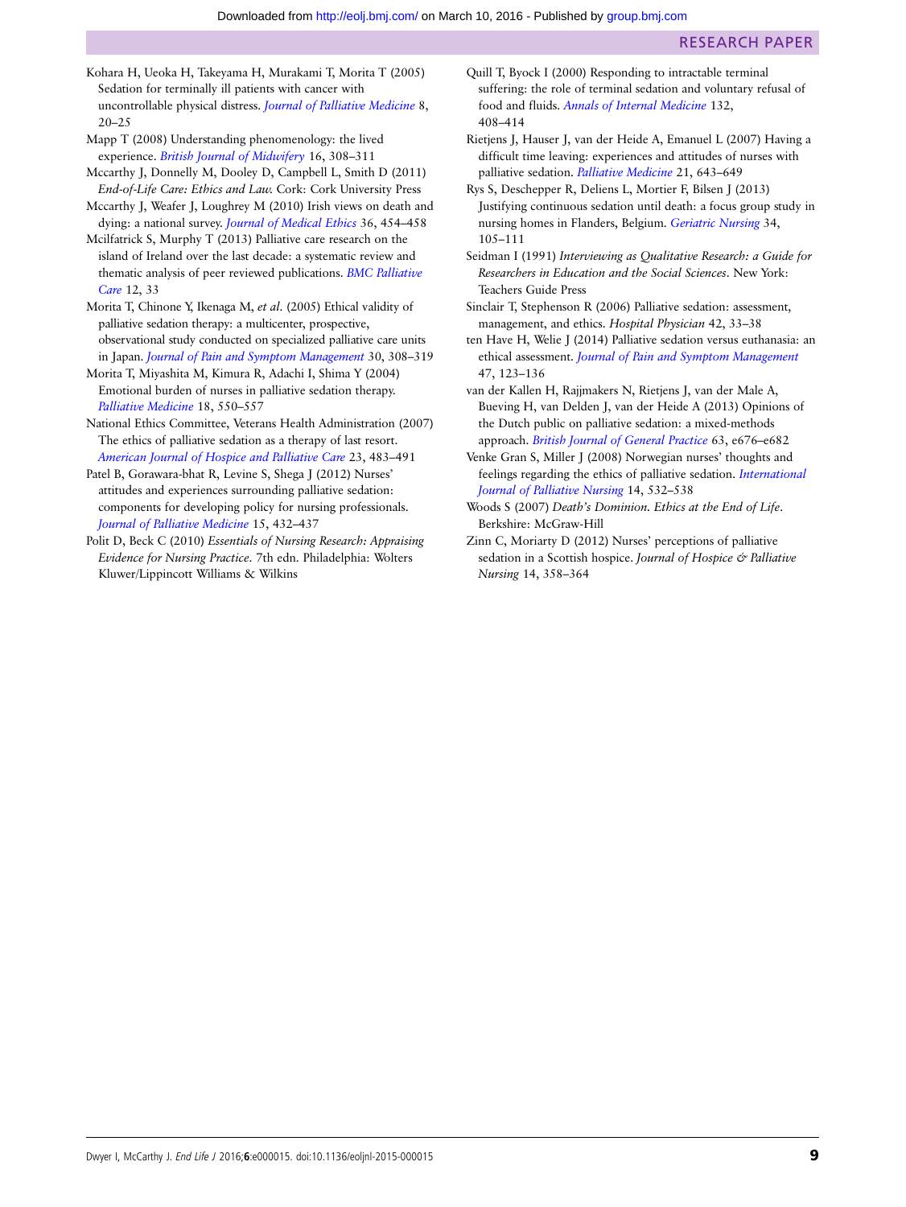Kohara H, Ueoka H, Takeyama H, Murakami T, Morita T (2005) Sedation for terminally ill patients with cancer with uncontrollable physical distress. *Journal of Palliative Medicine* 8, 20–25

Mapp T (2008) Understanding phenomenology: the lived experience. *British Journal of Midwifery* 16, 308–311

Mccarthy J, Donnelly M, Dooley D, Campbell L, Smith D (2011) *End-of-Life Care: Ethics and Law.* Cork: Cork University Press

Mccarthy J, Weafer J, Loughrey M (2010) Irish views on death and dying: a national survey. *Journal of Medical Ethics* 36, 454–458

Mcilfatrick S, Murphy T (2013) Palliative care research on the island of Ireland over the last decade: a systematic review and thematic analysis of peer reviewed publications. *BMC Palliative Care* 12, 33

Morita T, Chinone Y, Ikenaga M, *et al*. (2005) Ethical validity of palliative sedation therapy: a multicenter, prospective, observational study conducted on specialized palliative care units in Japan. *Journal of Pain and Symptom Management* 30, 308–319

Morita T, Miyashita M, Kimura R, Adachi I, Shima Y (2004) Emotional burden of nurses in palliative sedation therapy. *Palliative Medicine* 18, 550–557

National Ethics Committee, Veterans Health Administration (2007) The ethics of palliative sedation as a therapy of last resort. *American Journal of Hospice and Palliative Care* 23, 483–491

Patel B, Gorawara-bhat R, Levine S, Shega J (2012) Nurses' attitudes and experiences surrounding palliative sedation: components for developing policy for nursing professionals. *Journal of Palliative Medicine* 15, 432–437

Polit D, Beck C (2010) *Essentials of Nursing Research: Appraising Evidence for Nursing Practice*. 7th edn. Philadelphia: Wolters Kluwer/Lippincott Williams & Wilkins

Quill T, Byock I (2000) Responding to intractable terminal suffering: the role of terminal sedation and voluntary refusal of food and fluids. *Annals of Internal Medicine* 132, 408–414

Rietjens J, Hauser J, van der Heide A, Emanuel L (2007) Having a difficult time leaving: experiences and attitudes of nurses with palliative sedation. *Palliative Medicine* 21, 643–649

Rys S, Deschepper R, Deliens L, Mortier F, Bilsen J (2013) Justifying continuous sedation until death: a focus group study in nursing homes in Flanders, Belgium. *Geriatric Nursing* 34, 105–111

Seidman I (1991) *Interviewing as Qualitative Research: a Guide for Researchers in Education and the Social Sciences*. New York: Teachers Guide Press

Sinclair T, Stephenson R (2006) Palliative sedation: assessment, management, and ethics. *Hospital Physician* 42, 33–38

ten Have H, Welie J (2014) Palliative sedation versus euthanasia: an ethical assessment. *Journal of Pain and Symptom Management* 47, 123–136

van der Kallen H, Rajjmakers N, Rietjens J, van der Male A, Bueving H, van Delden J, van der Heide A (2013) Opinions of the Dutch public on palliative sedation: a mixed-methods approach. *British Journal of General Practice* 63, e676–e682

Venke Gran S, Miller J (2008) Norwegian nurses' thoughts and feelings regarding the ethics of palliative sedation. *International Journal of Palliative Nursing* 14, 532–538

Woods S (2007) *Death's Dominion. Ethics at the End of Life*. Berkshire: McGraw-Hill

Zinn C, Moriarty D (2012) Nurses' perceptions of palliative sedation in a Scottish hospice. *Journal of Hospice & Palliative Nursing* 14, 358–364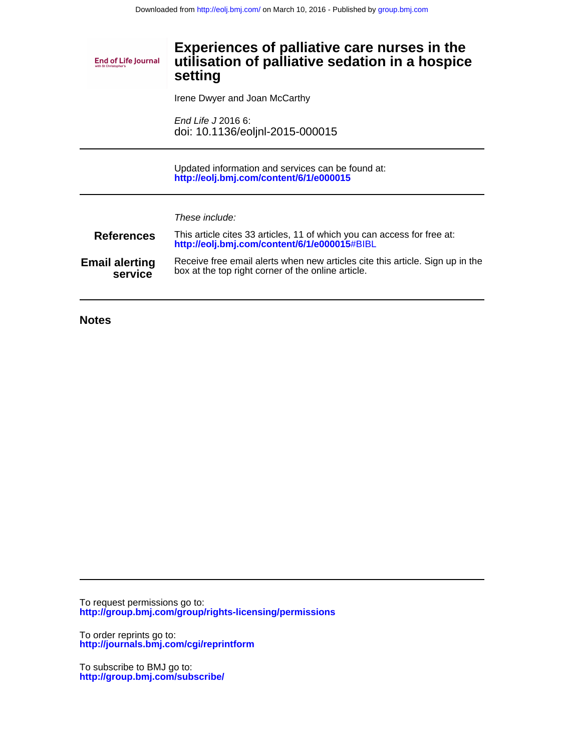Downloaded from http://eolj.bmj.com/ on March 10, 2016 - Published by group.bmj.com

End of Life Journal

# Experiences of palliative care nurses in the utilisation of palliative sedation in a hospice setting

Irene Dwyer and Joan McCarthy

*End Life J* 2016 6:
doi: 10.1136/eoljnl-2015-000015

Updated information and services can be found at:
**http://eolj.bmj.com/content/6/1/e000015**

*These include:*

**References** This article cites 33 articles, 11 of which you can access for free at:
**http://eolj.bmj.com/content/6/1/e000015**#BIBL

**Email alerting service** Receive free email alerts when new articles cite this article. Sign up in the box at the top right corner of the online article.

## Notes

To request permissions go to:
**http://group.bmj.com/group/rights-licensing/permissions**

To order reprints go to:
**http://journals.bmj.com/cgi/reprintform**

To subscribe to BMJ go to:
**http://group.bmj.com/subscribe/**